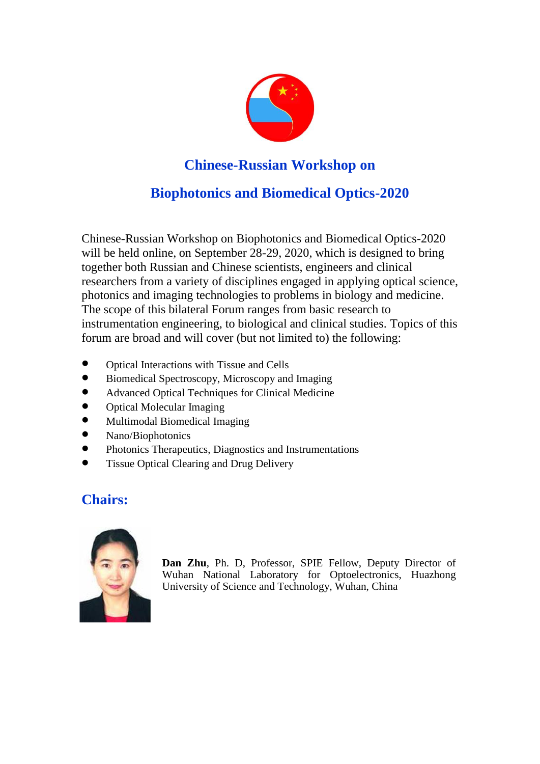# Chinese-Russian Workshop on

# Biophotonics and Biomedical Optics-2020

Chinese-Russian Workshop on Biophotonics and Biomedical Optics-2020 will be held online, on September 28-29, 2020, which is designed to bring together both Russian and Chinese scientists, engineers and clinical researchers from a variety of disciplines engaged in applying optical science, photonics and imaging technologies to problems in biology and medicine. The scope of this bilateral Forum ranges from basic research to instrumentation engineering, to biological and clinical studies. Topics of this forum are broad and will cover (but not limited to) the following:

- Optical Interactions with Tissue and Cells
- Biomedical Spectroscopy, Microscopy and Imaging
- Advanced Optical Techniques for Clinical Medicine
- Optical Molecular Imaging
- Multimodal Biomedical Imaging
- Nano/Biophotonics
- Photonics Therapeutics, Diagnostics and Instrumentations
- Tissue Optical Clearing and Drug Delivery

## Chairs:

**Dan Zhu**, Ph. D, Professor, SPIE Fellow, Deputy Director of Wuhan National Laboratory for Optoelectronics, Huazhong University of Science and Technology, Wuhan, China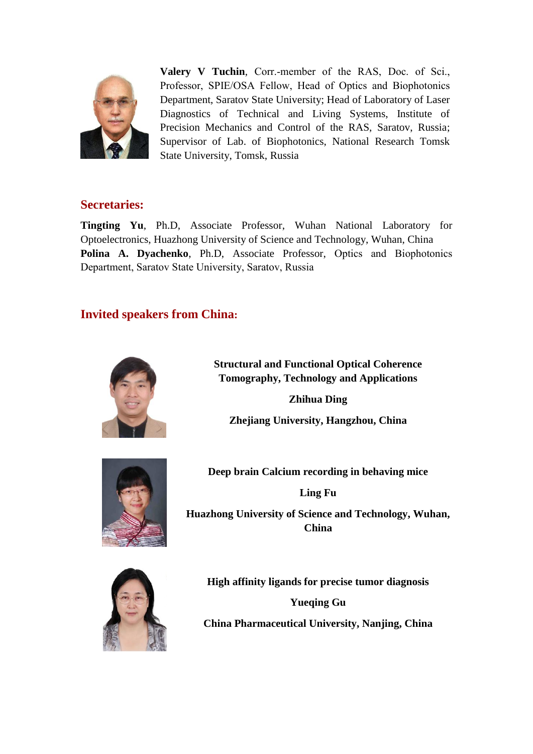**Valery V Tuchin**, Corr.-member of the RAS, Doc. of Sci., Professor, SPIE/OSA Fellow, Head of Optics and Biophotonics Department, Saratov State University; Head of Laboratory of Laser Diagnostics of Technical and Living Systems, Institute of Precision Mechanics and Control of the RAS, Saratov, Russia; Supervisor of Lab. of Biophotonics, National Research Tomsk State University, Tomsk, Russia

## Secretaries:

**Tingting Yu**, Ph.D, Associate Professor, Wuhan National Laboratory for Optoelectronics, Huazhong University of Science and Technology, Wuhan, China
**Polina A. Dyachenko**, Ph.D, Associate Professor, Optics and Biophotonics Department, Saratov State University, Saratov, Russia

## Invited speakers from China:

**Structural and Functional Optical Coherence Tomography, Technology and Applications**

**Zhihua Ding**

**Zhejiang University, Hangzhou, China**

**Deep brain Calcium recording in behaving mice**

**Ling Fu**

**Huazhong University of Science and Technology, Wuhan, China**

**High affinity ligands for precise tumor diagnosis**

**Yueqing Gu**

**China Pharmaceutical University, Nanjing, China**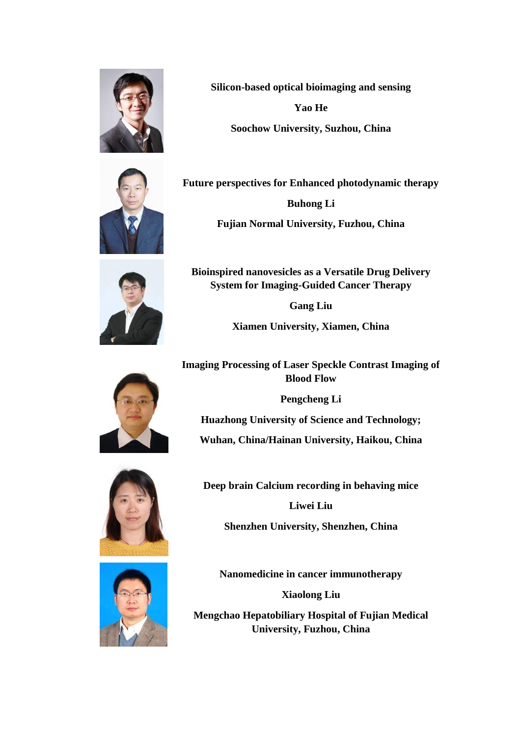**Silicon-based optical bioimaging and sensing**

**Yao He**

**Soochow University, Suzhou, China**

**Future perspectives for Enhanced photodynamic therapy**

**Buhong Li**

**Fujian Normal University, Fuzhou, China**

**Bioinspired nanovesicles as a Versatile Drug Delivery System for Imaging-Guided Cancer Therapy**

**Gang Liu**

**Xiamen University, Xiamen, China**

**Imaging Processing of Laser Speckle Contrast Imaging of Blood Flow**

**Pengcheng Li**

**Huazhong University of Science and Technology;**

**Wuhan, China/Hainan University, Haikou, China**

**Deep brain Calcium recording in behaving mice**

**Liwei Liu**

**Shenzhen University, Shenzhen, China**

**Nanomedicine in cancer immunotherapy**

**Xiaolong Liu**

**Mengchao Hepatobiliary Hospital of Fujian Medical University, Fuzhou, China**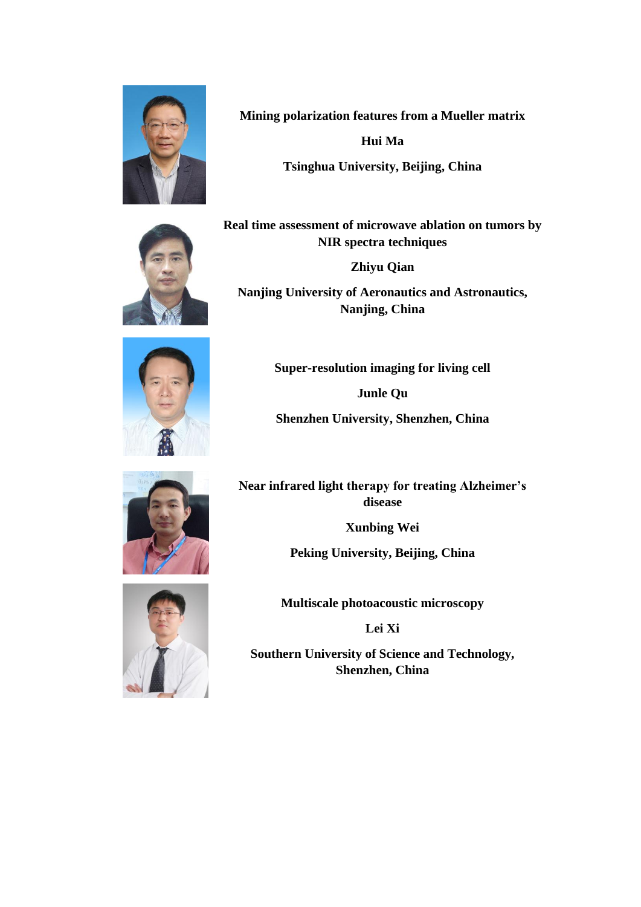**Mining polarization features from a Mueller matrix**

**Hui Ma**

**Tsinghua University, Beijing, China**

**Real time assessment of microwave ablation on tumors by NIR spectra techniques**

**Zhiyu Qian**

**Nanjing University of Aeronautics and Astronautics, Nanjing, China**

**Super-resolution imaging for living cell**

**Junle Qu**

**Shenzhen University, Shenzhen, China**

**Near infrared light therapy for treating Alzheimer's disease**

**Xunbing Wei**

**Peking University, Beijing, China**

**Multiscale photoacoustic microscopy**

**Lei Xi**

**Southern University of Science and Technology, Shenzhen, China**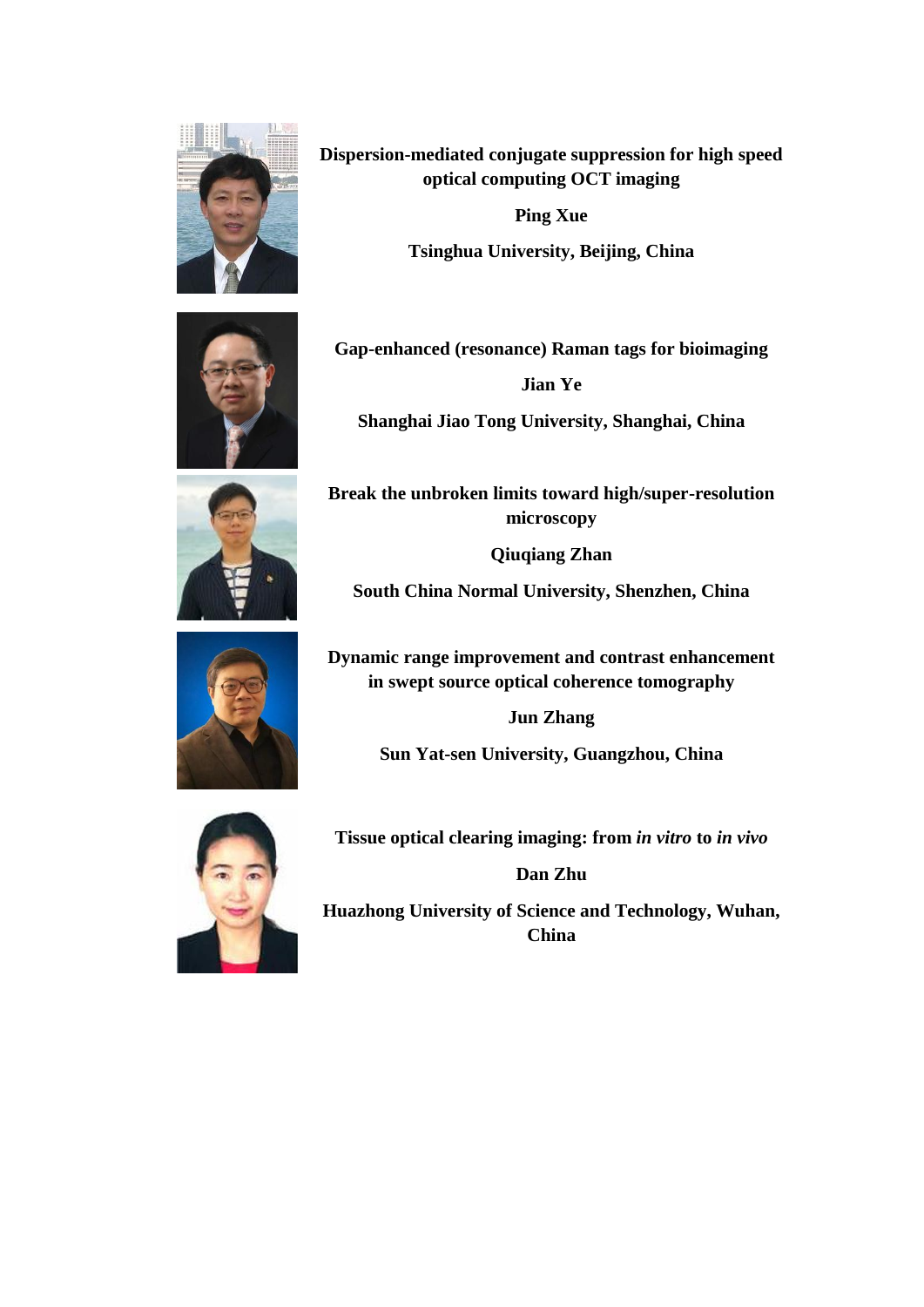**Dispersion-mediated conjugate suppression for high speed optical computing OCT imaging**

**Ping Xue**

**Tsinghua University, Beijing, China**

**Gap-enhanced (resonance) Raman tags for bioimaging**

**Jian Ye**

**Shanghai Jiao Tong University, Shanghai, China**

**Break the unbroken limits toward high/super-resolution microscopy**

**Qiuqiang Zhan**

**South China Normal University, Shenzhen, China**

**Dynamic range improvement and contrast enhancement in swept source optical coherence tomography**

**Jun Zhang**

**Sun Yat-sen University, Guangzhou, China**

**Tissue optical clearing imaging: from *in vitro* to *in vivo***

**Dan Zhu**

**Huazhong University of Science and Technology, Wuhan, China**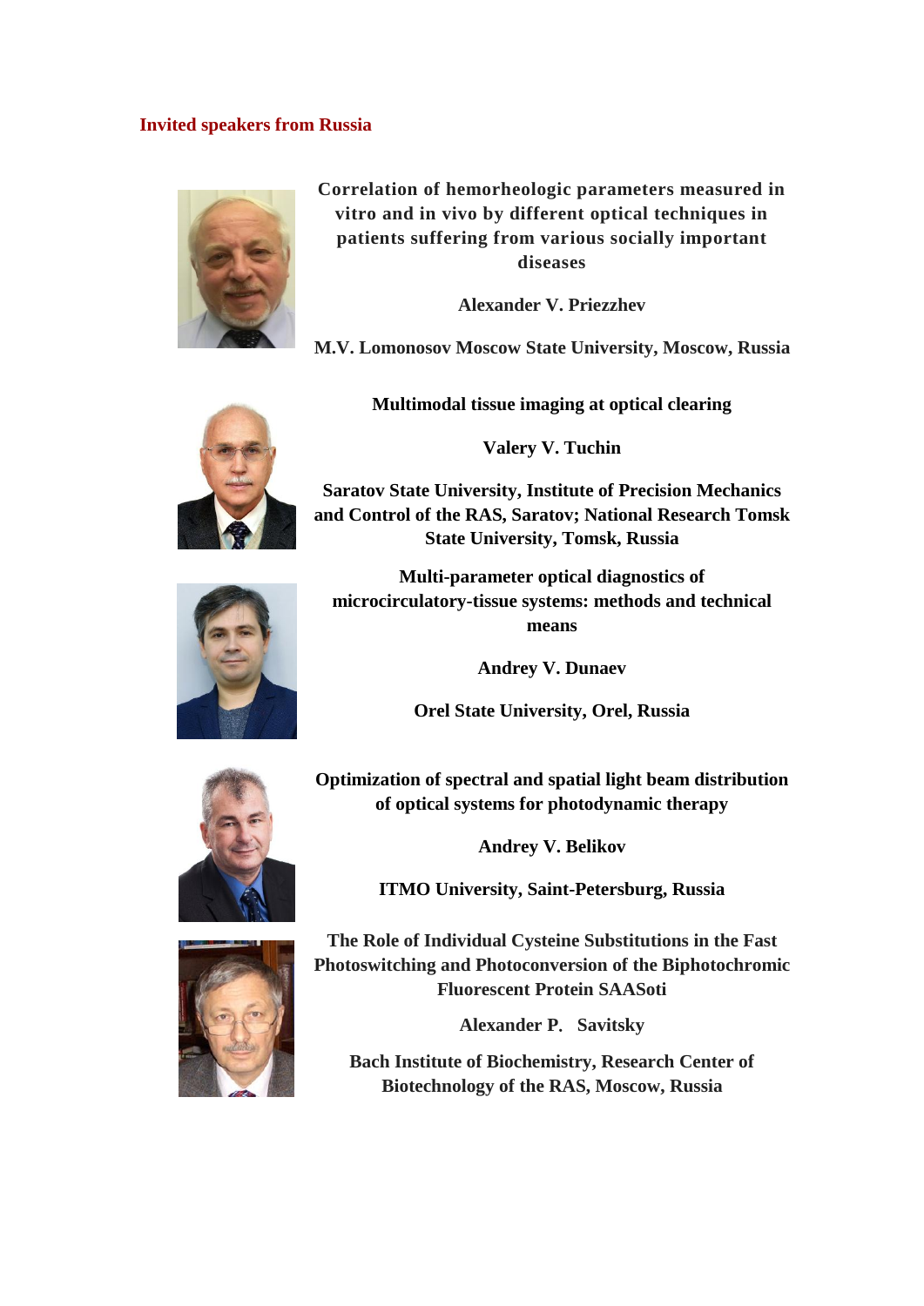## Invited speakers from Russia

**Correlation of hemorheologic parameters measured in vitro and in vivo by different optical techniques in patients suffering from various socially important diseases**

**Alexander V. Priezzhev**

**M.V. Lomonosov Moscow State University, Moscow, Russia**

**Multimodal tissue imaging at optical clearing**

**Valery V. Tuchin**

**Saratov State University, Institute of Precision Mechanics and Control of the RAS, Saratov; National Research Tomsk State University, Tomsk, Russia**

**Multi-parameter optical diagnostics of microcirculatory-tissue systems: methods and technical means**

**Andrey V. Dunaev**

**Orel State University, Orel, Russia**

**Optimization of spectral and spatial light beam distribution of optical systems for photodynamic therapy**

**Andrey V. Belikov**

**ITMO University, Saint-Petersburg, Russia**

**The Role of Individual Cysteine Substitutions in the Fast Photoswitching and Photoconversion of the Biphotochromic Fluorescent Protein SAASoti**

**Alexander P. Savitsky**

**Bach Institute of Biochemistry, Research Center of Biotechnology of the RAS, Moscow, Russia**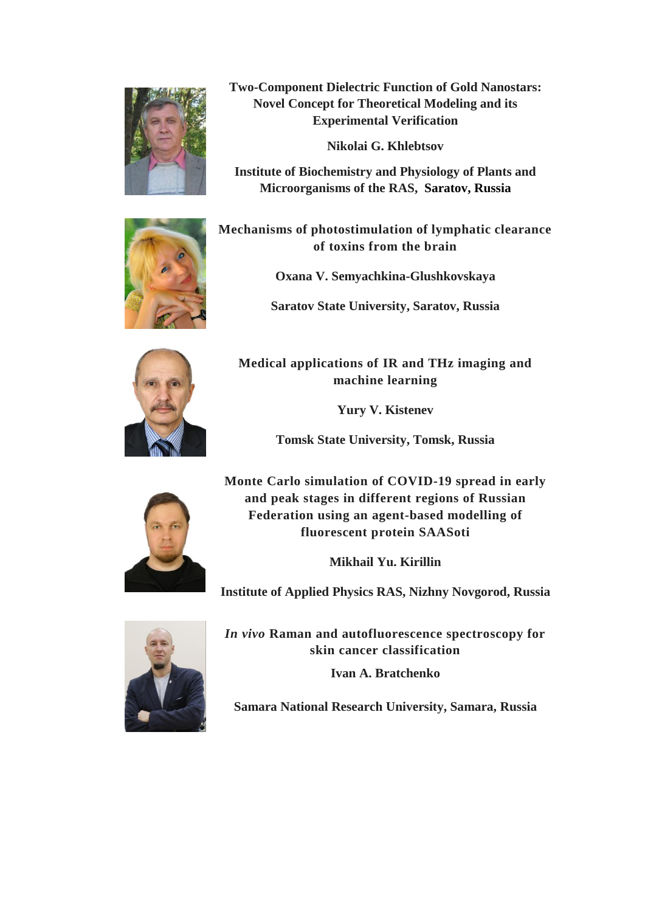**Two-Component Dielectric Function of Gold Nanostars: Novel Concept for Theoretical Modeling and its Experimental Verification**

**Nikolai G. Khlebtsov**

**Institute of Biochemistry and Physiology of Plants and Microorganisms of the RAS, Saratov, Russia**

**Mechanisms of photostimulation of lymphatic clearance of toxins from the brain**

**Oxana V. Semyachkina-Glushkovskaya**

**Saratov State University, Saratov, Russia**

**Medical applications of IR and THz imaging and machine learning**

**Yury V. Kistenev**

**Tomsk State University, Tomsk, Russia**

**Monte Carlo simulation of COVID-19 spread in early and peak stages in different regions of Russian Federation using an agent-based modelling of fluorescent protein SAASoti**

**Mikhail Yu. Kirillin**

**Institute of Applied Physics RAS, Nizhny Novgorod, Russia**

***In vivo* Raman and autofluorescence spectroscopy for skin cancer classification**

**Ivan A. Bratchenko**

**Samara National Research University, Samara, Russia**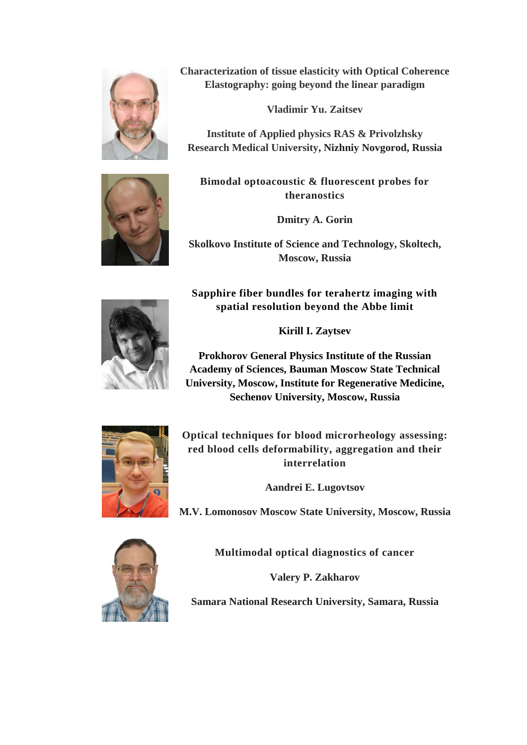**Characterization of tissue elasticity with Optical Coherence Elastography: going beyond the linear paradigm**

**Vladimir Yu. Zaitsev**

**Institute of Applied physics RAS & Privolzhsky Research Medical University, Nizhniy Novgorod, Russia**

**Bimodal optoacoustic & fluorescent probes for theranostics**

**Dmitry A. Gorin**

**Skolkovo Institute of Science and Technology, Skoltech, Moscow, Russia**

**Sapphire fiber bundles for terahertz imaging with spatial resolution beyond the Abbe limit**

**Kirill I. Zaytsev**

**Prokhorov General Physics Institute of the Russian Academy of Sciences, Bauman Moscow State Technical University, Moscow, Institute for Regenerative Medicine, Sechenov University, Moscow, Russia**

**Optical techniques for blood microrheology assessing: red blood cells deformability, aggregation and their interrelation**

**Aandrei E. Lugovtsov**

**M.V. Lomonosov Moscow State University, Moscow, Russia**

**Multimodal optical diagnostics of cancer**

**Valery P. Zakharov**

**Samara National Research University, Samara, Russia**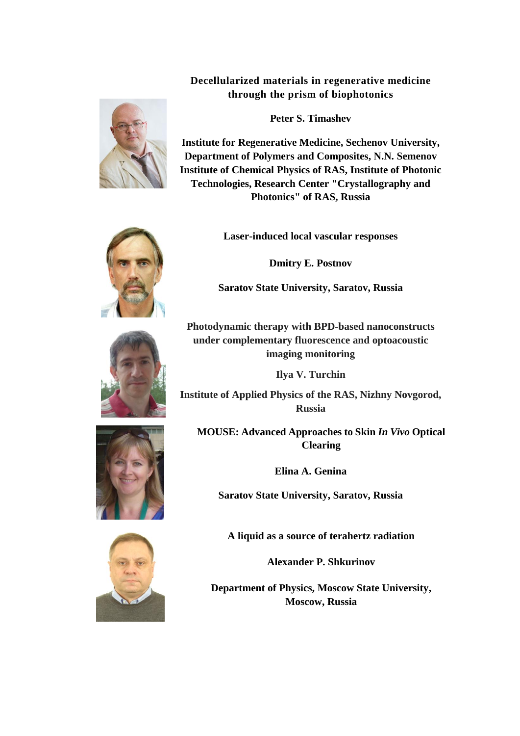**Decellularized materials in regenerative medicine through the prism of biophotonics**

**Peter S. Timashev**

**Institute for Regenerative Medicine, Sechenov University, Department of Polymers and Composites, N.N. Semenov Institute of Chemical Physics of RAS, Institute of Photonic Technologies, Research Center "Crystallography and Photonics" of RAS, Russia**

**Laser-induced local vascular responses**

**Dmitry E. Postnov**

**Saratov State University, Saratov, Russia**

**Photodynamic therapy with BPD-based nanoconstructs under complementary fluorescence and optoacoustic imaging monitoring**

**Ilya V. Turchin**

**Institute of Applied Physics of the RAS, Nizhny Novgorod, Russia**

**MOUSE: Advanced Approaches to Skin *In Vivo* Optical Clearing**

**Elina A. Genina**

**Saratov State University, Saratov, Russia**

**A liquid as a source of terahertz radiation**

**Alexander P. Shkurinov**

**Department of Physics, Moscow State University, Moscow, Russia**